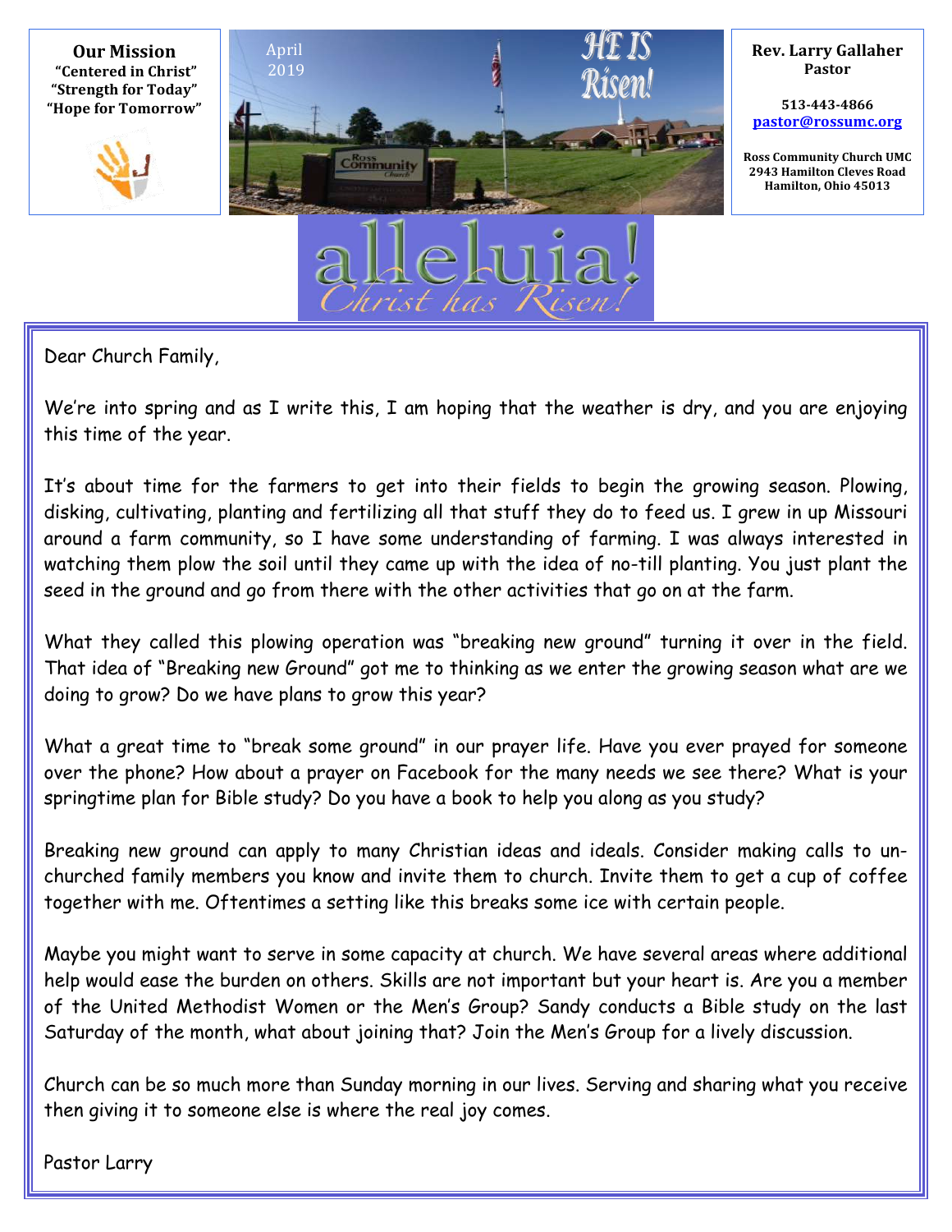**Our Mission**
"Centered in Christ"
"Strength for Today"
"Hope for Tomorrow"

April 2019

HE IS Risen!

**Rev. Larry Gallaher**
**Pastor**

**513-443-4866**
**pastor@rossumc.org**

**Ross Community Church UMC**
**2943 Hamilton Cleves Road**
**Hamilton, Ohio 45013**

# alleluia!
*Christ has Risen!*

Dear Church Family,

We're into spring and as I write this, I am hoping that the weather is dry, and you are enjoying this time of the year.

It's about time for the farmers to get into their fields to begin the growing season. Plowing, disking, cultivating, planting and fertilizing all that stuff they do to feed us. I grew in up Missouri around a farm community, so I have some understanding of farming. I was always interested in watching them plow the soil until they came up with the idea of no-till planting. You just plant the seed in the ground and go from there with the other activities that go on at the farm.

What they called this plowing operation was "breaking new ground" turning it over in the field. That idea of "Breaking new Ground" got me to thinking as we enter the growing season what are we doing to grow? Do we have plans to grow this year?

What a great time to "break some ground" in our prayer life. Have you ever prayed for someone over the phone? How about a prayer on Facebook for the many needs we see there? What is your springtime plan for Bible study? Do you have a book to help you along as you study?

Breaking new ground can apply to many Christian ideas and ideals. Consider making calls to un-churched family members you know and invite them to church. Invite them to get a cup of coffee together with me. Oftentimes a setting like this breaks some ice with certain people.

Maybe you might want to serve in some capacity at church. We have several areas where additional help would ease the burden on others. Skills are not important but your heart is. Are you a member of the United Methodist Women or the Men's Group? Sandy conducts a Bible study on the last Saturday of the month, what about joining that? Join the Men's Group for a lively discussion.

Church can be so much more than Sunday morning in our lives. Serving and sharing what you receive then giving it to someone else is where the real joy comes.

Pastor Larry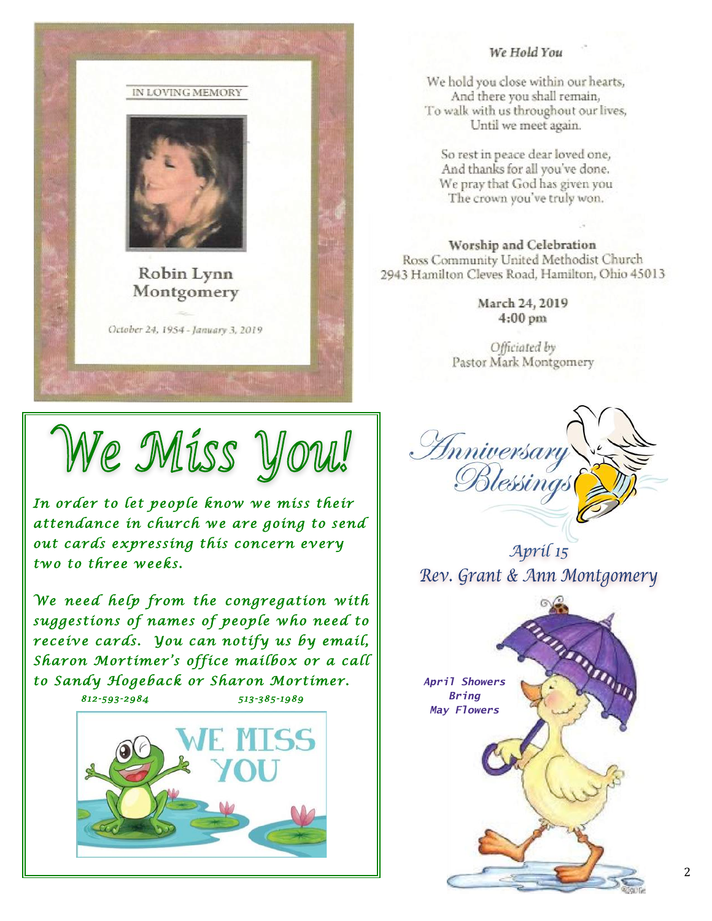IN LOVING MEMORY

## Robin Lynn Montgomery

*October 24, 1954 - January 3, 2019*

### *We Hold You*

We hold you close within our hearts,
And there you shall remain,
To walk with us throughout our lives,
Until we meet again.

So rest in peace dear loved one,
And thanks for all you've done.
We pray that God has given you
The crown you've truly won.

**Worship and Celebration**
Ross Community United Methodist Church
2943 Hamilton Cleves Road, Hamilton, Ohio 45013

**March 24, 2019**
**4:00 pm**

*Officiated by*
Pastor Mark Montgomery

# We Miss You!

*In order to let people know we miss their attendance in church we are going to send out cards expressing this concern every two to three weeks.*

*We need help from the congregation with suggestions of names of people who need to receive cards. You can notify us by email, Sharon Mortimer's office mailbox or a call to Sandy Hogeback or Sharon Mortimer.*

*812-593-2984* *513-385-1989*

WE MISS YOU

## *Anniversary Blessings*

*April 15*
*Rev. Grant & Ann Montgomery*

***April Showers Bring May Flowers***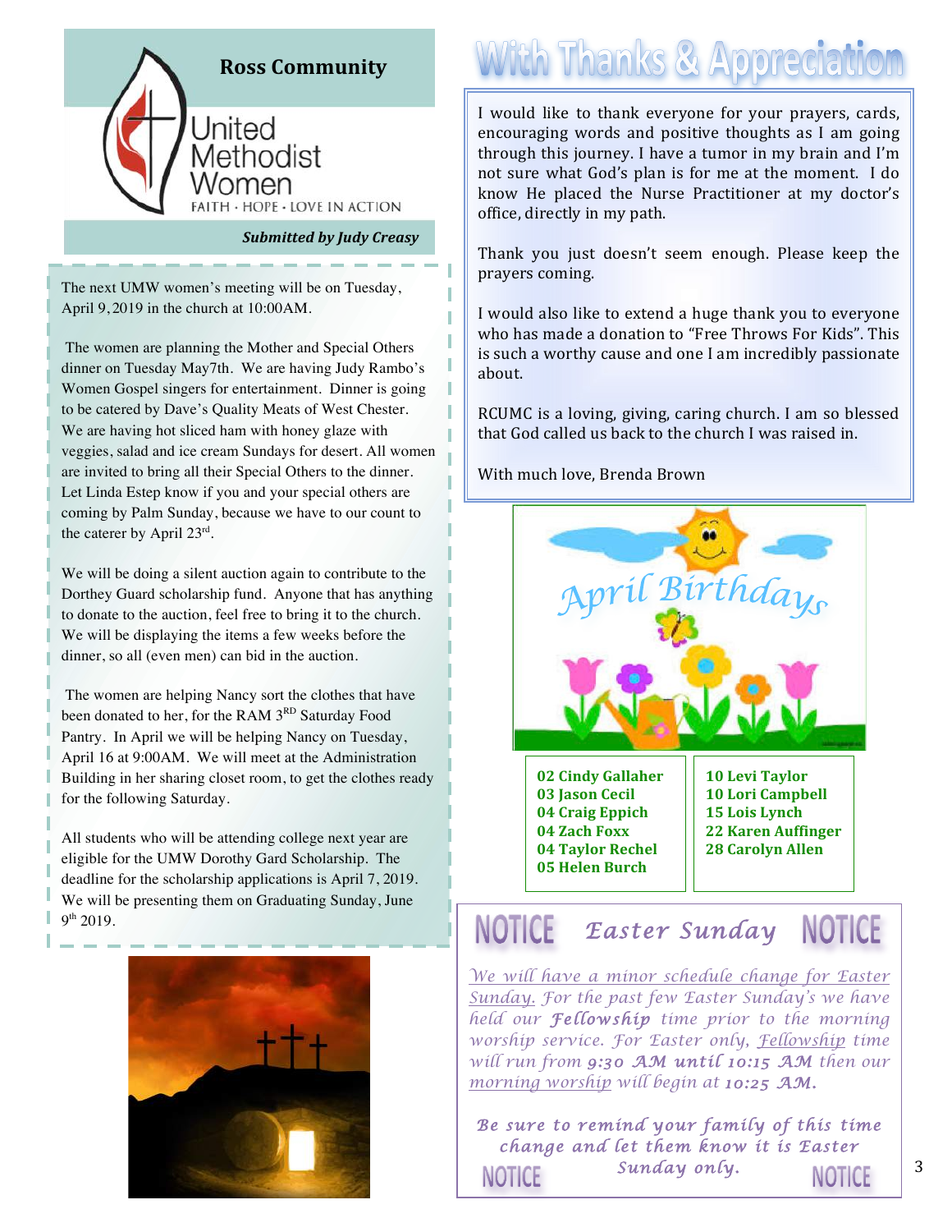## Ross Community United Methodist Women

FAITH · HOPE · LOVE IN ACTION

***Submitted by Judy Creasy***

The next UMW women's meeting will be on Tuesday, April 9, 2019 in the church at 10:00AM.

The women are planning the Mother and Special Others dinner on Tuesday May7th. We are having Judy Rambo's Women Gospel singers for entertainment. Dinner is going to be catered by Dave's Quality Meats of West Chester. We are having hot sliced ham with honey glaze with veggies, salad and ice cream Sundays for desert. All women are invited to bring all their Special Others to the dinner. Let Linda Estep know if you and your special others are coming by Palm Sunday, because we have to our count to the caterer by April 23rd.

We will be doing a silent auction again to contribute to the Dorthey Guard scholarship fund. Anyone that has anything to donate to the auction, feel free to bring it to the church. We will be displaying the items a few weeks before the dinner, so all (even men) can bid in the auction.

The women are helping Nancy sort the clothes that have been donated to her, for the RAM 3RD Saturday Food Pantry. In April we will be helping Nancy on Tuesday, April 16 at 9:00AM. We will meet at the Administration Building in her sharing closet room, to get the clothes ready for the following Saturday.

All students who will be attending college next year are eligible for the UMW Dorothy Gard Scholarship. The deadline for the scholarship applications is April 7, 2019. We will be presenting them on Graduating Sunday, June 9th 2019.

## With Thanks & Appreciation

I would like to thank everyone for your prayers, cards, encouraging words and positive thoughts as I am going through this journey. I have a tumor in my brain and I'm not sure what God's plan is for me at the moment. I do know He placed the Nurse Practitioner at my doctor's office, directly in my path.

Thank you just doesn't seem enough. Please keep the prayers coming.

I would also like to extend a huge thank you to everyone who has made a donation to "Free Throws For Kids". This is such a worthy cause and one I am incredibly passionate about.

RCUMC is a loving, giving, caring church. I am so blessed that God called us back to the church I was raised in.

With much love, Brenda Brown

## April Birthdays

**02 Cindy Gallaher**
**03 Jason Cecil**
**04 Craig Eppich**
**04 Zach Foxx**
**04 Taylor Rechel**
**05 Helen Burch**
**10 Levi Taylor**
**10 Lori Campbell**
**15 Lois Lynch**
**22 Karen Auffinger**
**28 Carolyn Allen**

## NOTICE *Easter Sunday* NOTICE

*We will have a minor schedule change for Easter Sunday. For the past few Easter Sunday's we have held our **Fellowship** time prior to the morning worship service. For Easter only, Fellowship time will run from **9:30 AM until 10:15 AM** then our morning worship will begin at **10:25 AM.***

***Be sure to remind your family of this time change and let them know it is Easter Sunday only.***

NOTICE NOTICE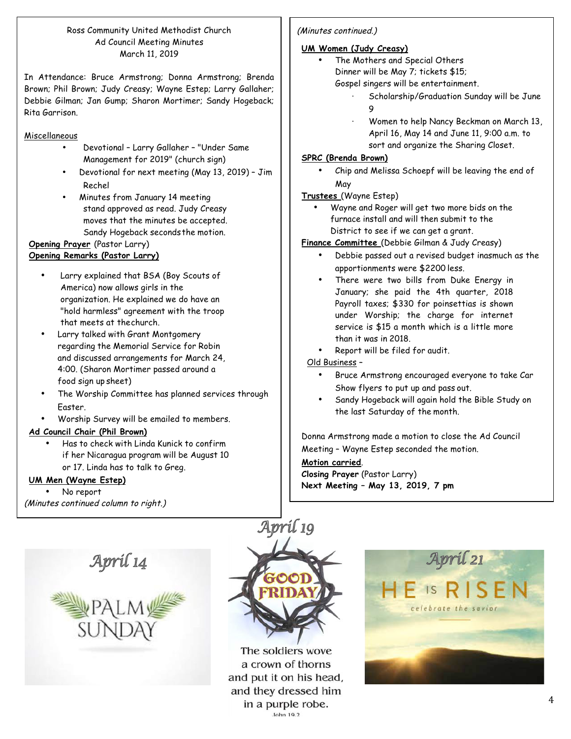Ross Community United Methodist Church
Ad Council Meeting Minutes
March 11, 2019

In Attendance: Bruce Armstrong; Donna Armstrong; Brenda Brown; Phil Brown; Judy Creasy; Wayne Estep; Larry Gallaher; Debbie Gilman; Jan Gump; Sharon Mortimer; Sandy Hogeback; Rita Garrison.

Miscellaneous

- Devotional – Larry Gallaher – "Under Same Management for 2019" (church sign)
- Devotional for next meeting (May 13, 2019) – Jim Rechel
- Minutes from January 14 meeting stand approved as read. Judy Creasy moves that the minutes be accepted. Sandy Hogeback seconds the motion.

**Opening Prayer** (Pastor Larry)

**Opening Remarks (Pastor Larry)**

- Larry explained that BSA (Boy Scouts of America) now allows girls in the organization. He explained we do have an "hold harmless" agreement with the troop that meets at the church.
- Larry talked with Grant Montgomery regarding the Memorial Service for Robin and discussed arrangements for March 24, 4:00. (Sharon Mortimer passed around a food sign up sheet)
- The Worship Committee has planned services through Easter.
- Worship Survey will be emailed to members.

**Ad Council Chair (Phil Brown)**

- Has to check with Linda Kunick to confirm if her Nicaragua program will be August 10 or 17. Linda has to talk to Greg.

**UM Men (Wayne Estep)**

- No report

*(Minutes continued column to right.)*

*(Minutes continued.)*

**UM Women (Judy Creasy)**

- The Mothers and Special Others Dinner will be May 7; tickets $15; Gospel singers will be entertainment.
  - Scholarship/Graduation Sunday will be June 9
  - Women to help Nancy Beckman on March 13, April 16, May 14 and June 11, 9:00 a.m. to sort and organize the Sharing Closet.

**SPRC (Brenda Brown)**

- Chip and Melissa Schoepf will be leaving the end of May

**Trustees** (Wayne Estep)

- Wayne and Roger will get two more bids on the furnace install and will then submit to the District to see if we can get a grant.

**Finance Committee** (Debbie Gilman & Judy Creasy)

- Debbie passed out a revised budget inasmuch as the apportionments were $2200 less.
- There were two bills from Duke Energy in January; she paid the 4th quarter, 2018 Payroll taxes; $330 for poinsettias is shown under Worship; the charge for internet service is $15 a month which is a little more than it was in 2018.
- Report will be filed for audit.

Old Business –

- Bruce Armstrong encouraged everyone to take Car Show flyers to put up and pass out.
- Sandy Hogeback will again hold the Bible Study on the last Saturday of the month.

Donna Armstrong made a motion to close the Ad Council Meeting – Wayne Estep seconded the motion.

**Motion carried**.

**Closing Prayer** (Pastor Larry)

**Next Meeting – May 13, 2019, 7 pm**

*April 14*

PALM SUNDAY

*April 19*

GOOD FRIDAY

The soldiers wove a crown of thorns and put it on his head, and they dressed him in a purple robe.
John 19:2

*April 21*

HE IS RISEN
celebrate the savior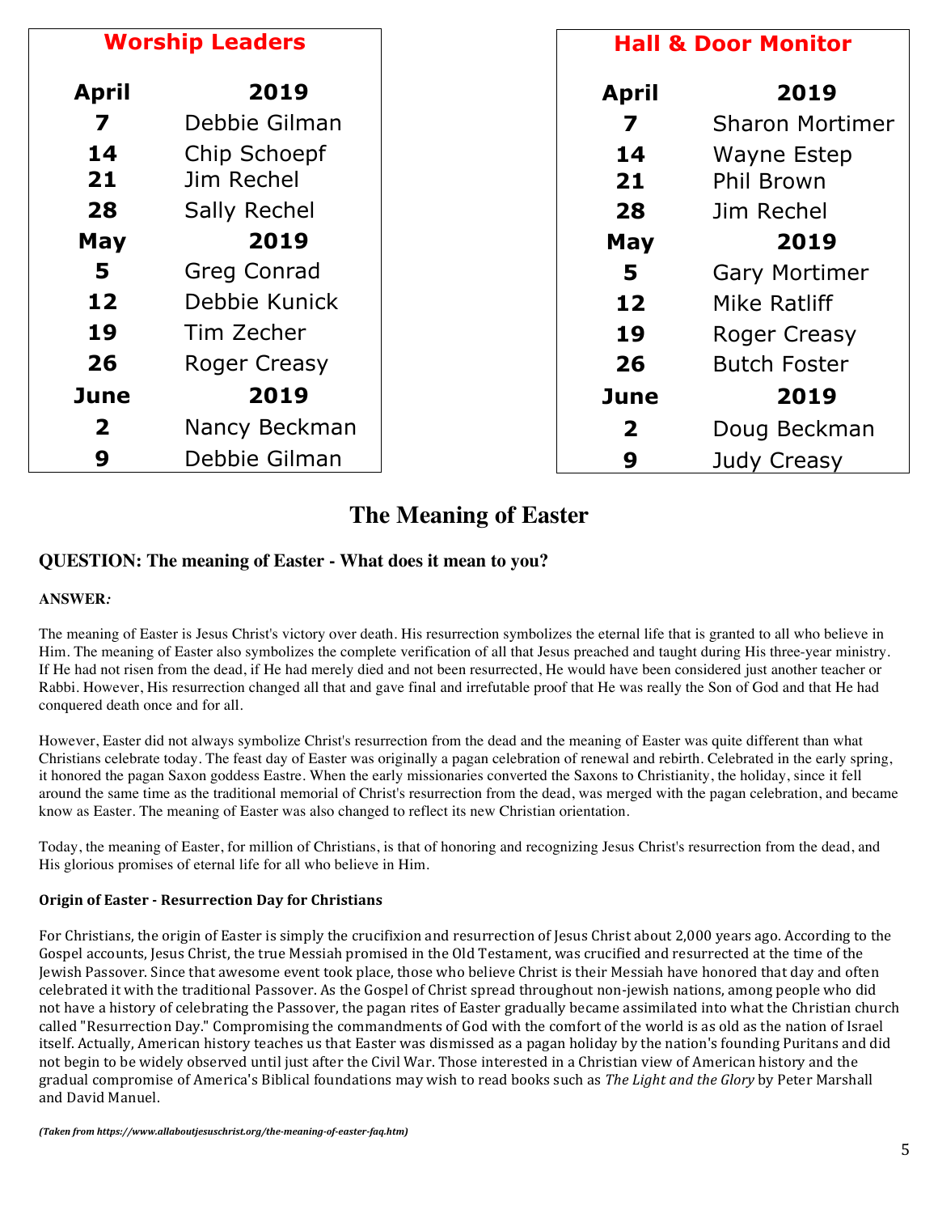## Worship Leaders

| April | 2019 |
|---|---|
| 7 | Debbie Gilman |
| 14 | Chip Schoepf |
| 21 | Jim Rechel |
| 28 | Sally Rechel |
| **May** | **2019** |
| 5 | Greg Conrad |
| 12 | Debbie Kunick |
| 19 | Tim Zecher |
| 26 | Roger Creasy |
| **June** | **2019** |
| 2 | Nancy Beckman |
| 9 | Debbie Gilman |

## Hall & Door Monitor

| April | 2019 |
|---|---|
| 7 | Sharon Mortimer |
| 14 | Wayne Estep |
| 21 | Phil Brown |
| 28 | Jim Rechel |
| **May** | **2019** |
| 5 | Gary Mortimer |
| 12 | Mike Ratliff |
| 19 | Roger Creasy |
| 26 | Butch Foster |
| **June** | **2019** |
| 2 | Doug Beckman |
| 9 | Judy Creasy |

# The Meaning of Easter

### QUESTION: The meaning of Easter - What does it mean to you?

**ANSWER***:*

The meaning of Easter is Jesus Christ's victory over death. His resurrection symbolizes the eternal life that is granted to all who believe in Him. The meaning of Easter also symbolizes the complete verification of all that Jesus preached and taught during His three-year ministry. If He had not risen from the dead, if He had merely died and not been resurrected, He would have been considered just another teacher or Rabbi. However, His resurrection changed all that and gave final and irrefutable proof that He was really the Son of God and that He had conquered death once and for all.

However, Easter did not always symbolize Christ's resurrection from the dead and the meaning of Easter was quite different than what Christians celebrate today. The feast day of Easter was originally a pagan celebration of renewal and rebirth. Celebrated in the early spring, it honored the pagan Saxon goddess Eastre. When the early missionaries converted the Saxons to Christianity, the holiday, since it fell around the same time as the traditional memorial of Christ's resurrection from the dead, was merged with the pagan celebration, and became know as Easter. The meaning of Easter was also changed to reflect its new Christian orientation.

Today, the meaning of Easter, for million of Christians, is that of honoring and recognizing Jesus Christ's resurrection from the dead, and His glorious promises of eternal life for all who believe in Him.

**Origin of Easter - Resurrection Day for Christians**

For Christians, the origin of Easter is simply the crucifixion and resurrection of Jesus Christ about 2,000 years ago. According to the Gospel accounts, Jesus Christ, the true Messiah promised in the Old Testament, was crucified and resurrected at the time of the Jewish Passover. Since that awesome event took place, those who believe Christ is their Messiah have honored that day and often celebrated it with the traditional Passover. As the Gospel of Christ spread throughout non-jewish nations, among people who did not have a history of celebrating the Passover, the pagan rites of Easter gradually became assimilated into what the Christian church called "Resurrection Day." Compromising the commandments of God with the comfort of the world is as old as the nation of Israel itself. Actually, American history teaches us that Easter was dismissed as a pagan holiday by the nation's founding Puritans and did not begin to be widely observed until just after the Civil War. Those interested in a Christian view of American history and the gradual compromise of America's Biblical foundations may wish to read books such as *The Light and the Glory* by Peter Marshall and David Manuel.

***(Taken from https://www.allaboutjesuschrist.org/the-meaning-of-easter-faq.htm)***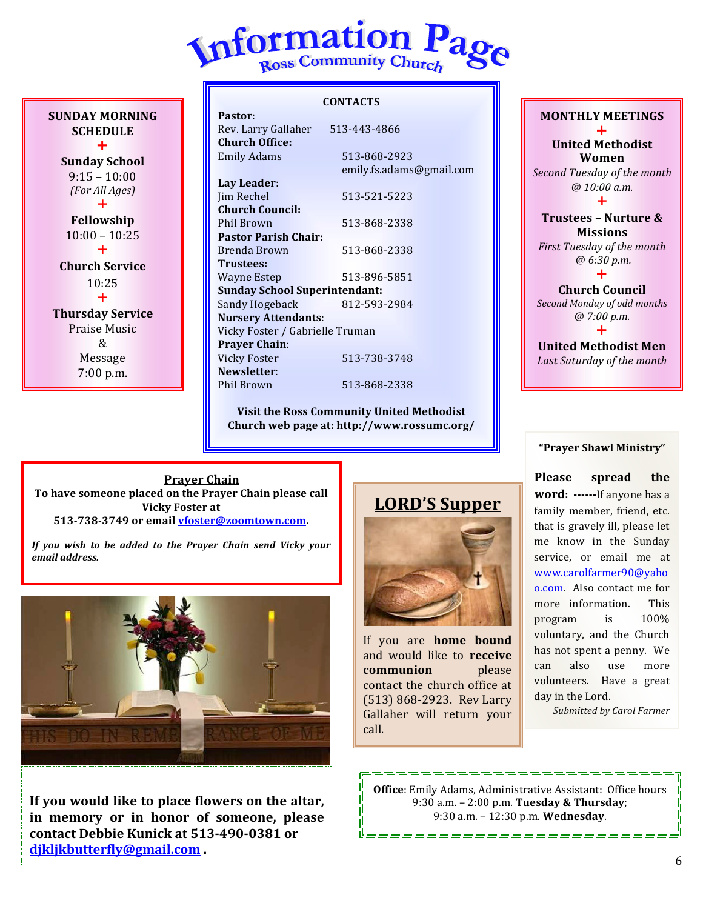# Information Page

## Ross Community Church

**SUNDAY MORNING SCHEDULE**

+

**Sunday School**
9:15 – 10:00
*(For All Ages)*

+

**Fellowship**
10:00 – 10:25

+

**Church Service**
10:25

+

**Thursday Service**
Praise Music
&
Message
7:00 p.m.

**CONTACTS**

**Pastor**:
Rev. Larry Gallaher 513-443-4866

**Church Office:**
Emily Adams 513-868-2923
emily.fs.adams@gmail.com

**Lay Leader**:
Jim Rechel 513-521-5223

**Church Council:**
Phil Brown 513-868-2338

**Pastor Parish Chair:**
Brenda Brown 513-868-2338

**Trustees:**
Wayne Estep 513-896-5851

**Sunday School Superintendant:**
Sandy Hogeback 812-593-2984

**Nursery Attendants**:
Vicky Foster / Gabrielle Truman

**Prayer Chain**:
Vicky Foster 513-738-3748

**Newsletter**:
Phil Brown 513-868-2338

**Visit the Ross Community United Methodist Church web page at: http://www.rossumc.org/**

**MONTHLY MEETINGS**

+

**United Methodist Women**
*Second Tuesday of the month @ 10:00 a.m.*

+

**Trustees – Nurture & Missions**
*First Tuesday of the month @ 6:30 p.m.*

+

**Church Council**
*Second Monday of odd months @ 7:00 p.m.*

+

**United Methodist Men**
*Last Saturday of the month*

**Prayer Chain**

**To have someone placed on the Prayer Chain please call Vicky Foster at 513-738-3749 or email vfoster@zoomtown.com.**

***If you wish to be added to the Prayer Chain send Vicky your email address.***

**If you would like to place flowers on the altar, in memory or in honor of someone, please contact Debbie Kunick at 513-490-0381 or djkljkbutterfly@gmail.com .**

## LORD'S Supper

If you are **home bound** and would like to **receive communion** please contact the church office at (513) 868-2923. Rev Larry Gallaher will return your call.

**"Prayer Shawl Ministry"**

**Please spread the word: ------**If anyone has a family member, friend, etc. that is gravely ill, please let me know in the Sunday service, or email me at www.carolfarmer90@yahoo.com. Also contact me for more information. This program is 100% voluntary, and the Church has not spent a penny. We can also use more volunteers. Have a great day in the Lord.

*Submitted by Carol Farmer*

**Office**: Emily Adams, Administrative Assistant: Office hours 9:30 a.m. – 2:00 p.m. **Tuesday & Thursday**; 9:30 a.m. – 12:30 p.m. **Wednesday**.